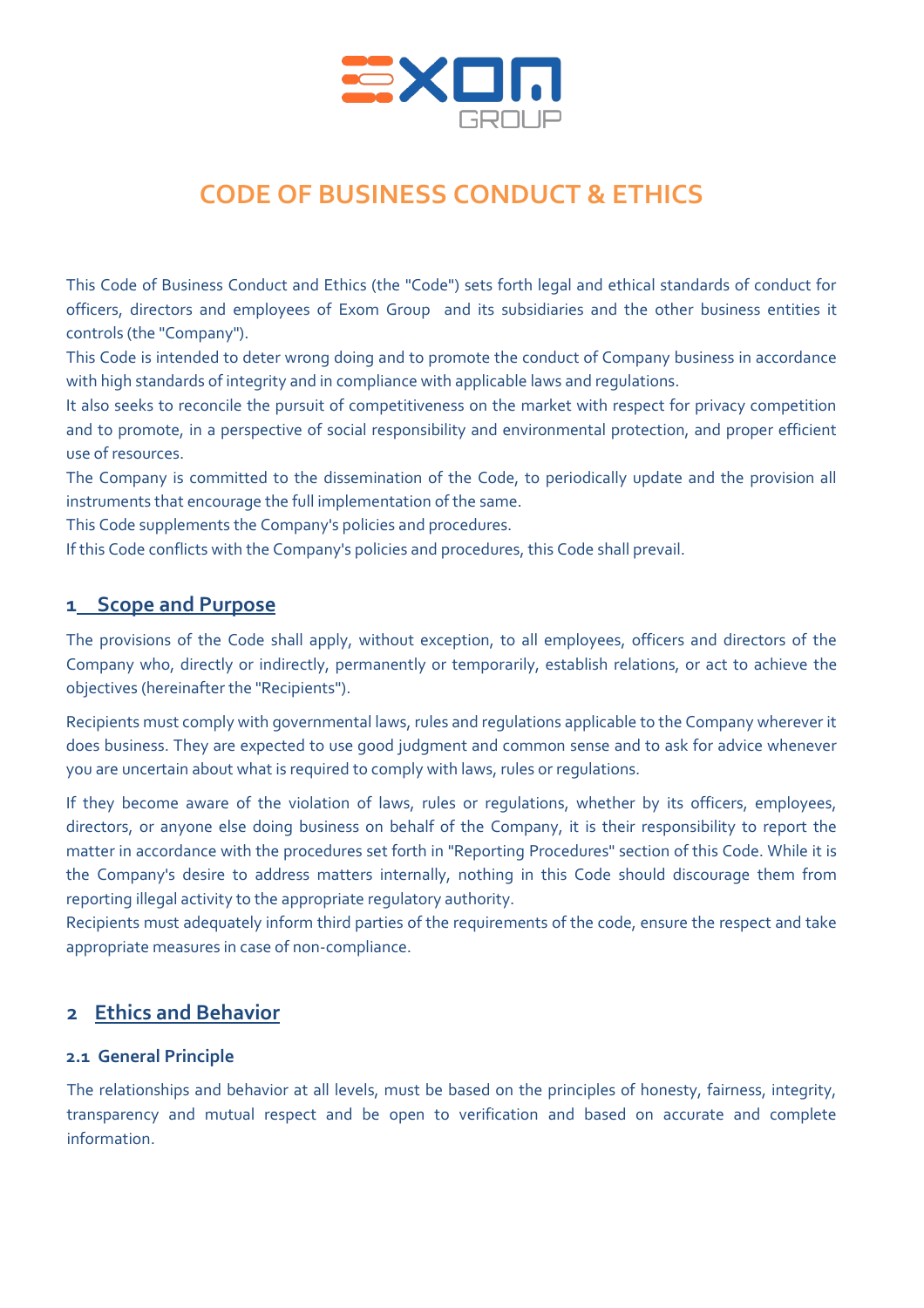# CODE OF BUSINESS CONDUCT & ETHICS

This Code of Business Conduct and Ethics (the "Code") sets forth legal and ethical standards of conduct for officers, directors and employees of Exom Group and its subsidiaries and the other business entities it controls (the "Company").

This Code is intended to deter wrong doing and to promote the conduct of Company business in accordance with high standards of integrity and in compliance with applicable laws and regulations.

It also seeks to reconcile the pursuit of competitiveness on the market with respect for privacy competition and to promote, in a perspective of social responsibility and environmental protection, and proper efficient use of resources.

The Company is committed to the dissemination of the Code, to periodically update and the provision all instruments that encourage the full implementation of the same.

This Code supplements the Company's policies and procedures.

If this Code conflicts with the Company's policies and procedures, this Code shall prevail.

## 1 Scope and Purpose

The provisions of the Code shall apply, without exception, to all employees, officers and directors of the Company who, directly or indirectly, permanently or temporarily, establish relations, or act to achieve the objectives (hereinafter the "Recipients").

Recipients must comply with governmental laws, rules and regulations applicable to the Company wherever it does business. They are expected to use good judgment and common sense and to ask for advice whenever you are uncertain about what is required to comply with laws, rules or regulations.

If they become aware of the violation of laws, rules or regulations, whether by its officers, employees, directors, or anyone else doing business on behalf of the Company, it is their responsibility to report the matter in accordance with the procedures set forth in "Reporting Procedures" section of this Code. While it is the Company's desire to address matters internally, nothing in this Code should discourage them from reporting illegal activity to the appropriate regulatory authority.

Recipients must adequately inform third parties of the requirements of the code, ensure the respect and take appropriate measures in case of non-compliance.

## 2 Ethics and Behavior

### 2.1 General Principle

The relationships and behavior at all levels, must be based on the principles of honesty, fairness, integrity, transparency and mutual respect and be open to verification and based on accurate and complete information.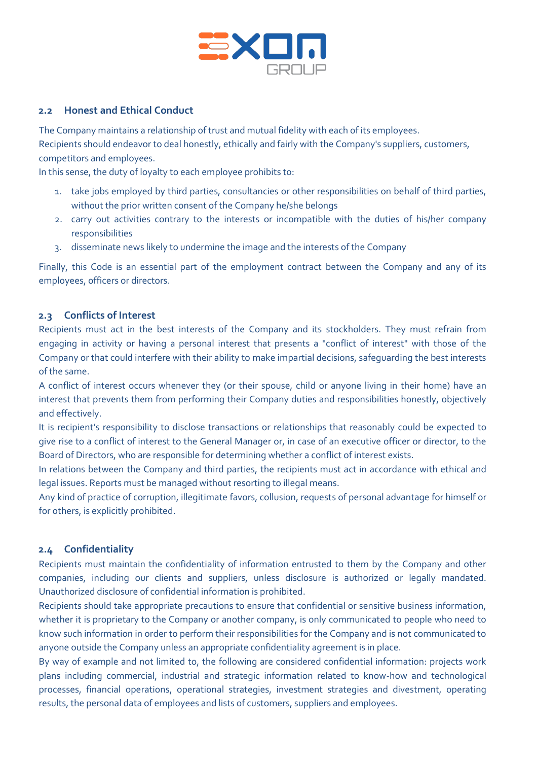### 2.2 Honest and Ethical Conduct

The Company maintains a relationship of trust and mutual fidelity with each of its employees.
Recipients should endeavor to deal honestly, ethically and fairly with the Company's suppliers, customers, competitors and employees.
In this sense, the duty of loyalty to each employee prohibits to:

1. take jobs employed by third parties, consultancies or other responsibilities on behalf of third parties, without the prior written consent of the Company he/she belongs
2. carry out activities contrary to the interests or incompatible with the duties of his/her company responsibilities
3. disseminate news likely to undermine the image and the interests of the Company

Finally, this Code is an essential part of the employment contract between the Company and any of its employees, officers or directors.

### 2.3 Conflicts of Interest

Recipients must act in the best interests of the Company and its stockholders. They must refrain from engaging in activity or having a personal interest that presents a "conflict of interest" with those of the Company or that could interfere with their ability to make impartial decisions, safeguarding the best interests of the same.
A conflict of interest occurs whenever they (or their spouse, child or anyone living in their home) have an interest that prevents them from performing their Company duties and responsibilities honestly, objectively and effectively.
It is recipient's responsibility to disclose transactions or relationships that reasonably could be expected to give rise to a conflict of interest to the General Manager or, in case of an executive officer or director, to the Board of Directors, who are responsible for determining whether a conflict of interest exists.
In relations between the Company and third parties, the recipients must act in accordance with ethical and legal issues. Reports must be managed without resorting to illegal means.
Any kind of practice of corruption, illegitimate favors, collusion, requests of personal advantage for himself or for others, is explicitly prohibited.

### 2.4 Confidentiality

Recipients must maintain the confidentiality of information entrusted to them by the Company and other companies, including our clients and suppliers, unless disclosure is authorized or legally mandated. Unauthorized disclosure of confidential information is prohibited.
Recipients should take appropriate precautions to ensure that confidential or sensitive business information, whether it is proprietary to the Company or another company, is only communicated to people who need to know such information in order to perform their responsibilities for the Company and is not communicated to anyone outside the Company unless an appropriate confidentiality agreement is in place.
By way of example and not limited to, the following are considered confidential information: projects work plans including commercial, industrial and strategic information related to know-how and technological processes, financial operations, operational strategies, investment strategies and divestment, operating results, the personal data of employees and lists of customers, suppliers and employees.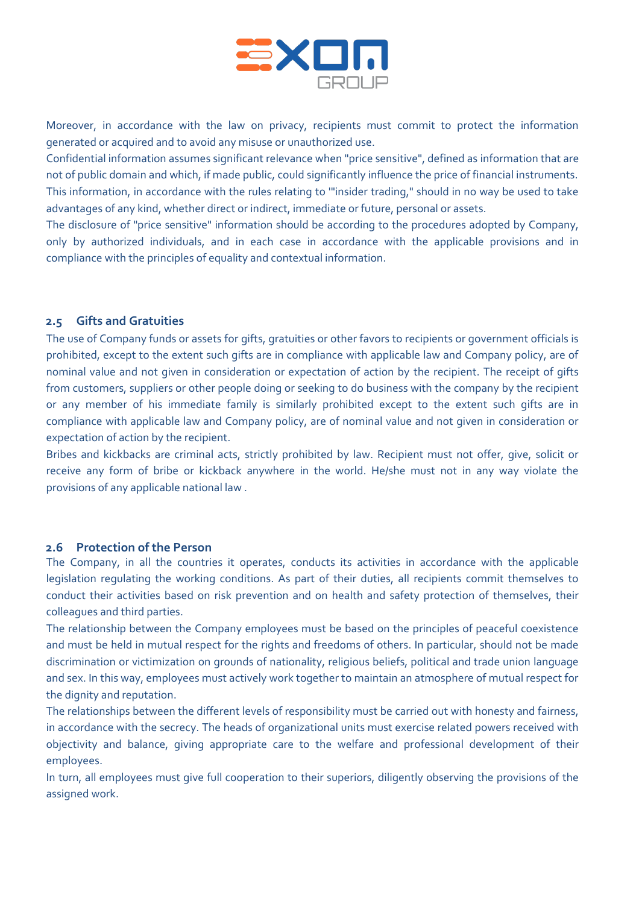Moreover, in accordance with the law on privacy, recipients must commit to protect the information generated or acquired and to avoid any misuse or unauthorized use.
Confidential information assumes significant relevance when "price sensitive", defined as information that are not of public domain and which, if made public, could significantly influence the price of financial instruments. This information, in accordance with the rules relating to '"insider trading," should in no way be used to take advantages of any kind, whether direct or indirect, immediate or future, personal or assets.
The disclosure of "price sensitive" information should be according to the procedures adopted by Company, only by authorized individuals, and in each case in accordance with the applicable provisions and in compliance with the principles of equality and contextual information.

### 2.5 Gifts and Gratuities

The use of Company funds or assets for gifts, gratuities or other favors to recipients or government officials is prohibited, except to the extent such gifts are in compliance with applicable law and Company policy, are of nominal value and not given in consideration or expectation of action by the recipient. The receipt of gifts from customers, suppliers or other people doing or seeking to do business with the company by the recipient or any member of his immediate family is similarly prohibited except to the extent such gifts are in compliance with applicable law and Company policy, are of nominal value and not given in consideration or expectation of action by the recipient.
Bribes and kickbacks are criminal acts, strictly prohibited by law. Recipient must not offer, give, solicit or receive any form of bribe or kickback anywhere in the world. He/she must not in any way violate the provisions of any applicable national law .

### 2.6 Protection of the Person

The Company, in all the countries it operates, conducts its activities in accordance with the applicable legislation regulating the working conditions. As part of their duties, all recipients commit themselves to conduct their activities based on risk prevention and on health and safety protection of themselves, their colleagues and third parties.
The relationship between the Company employees must be based on the principles of peaceful coexistence and must be held in mutual respect for the rights and freedoms of others. In particular, should not be made discrimination or victimization on grounds of nationality, religious beliefs, political and trade union language and sex. In this way, employees must actively work together to maintain an atmosphere of mutual respect for the dignity and reputation.
The relationships between the different levels of responsibility must be carried out with honesty and fairness, in accordance with the secrecy. The heads of organizational units must exercise related powers received with objectivity and balance, giving appropriate care to the welfare and professional development of their employees.
In turn, all employees must give full cooperation to their superiors, diligently observing the provisions of the assigned work.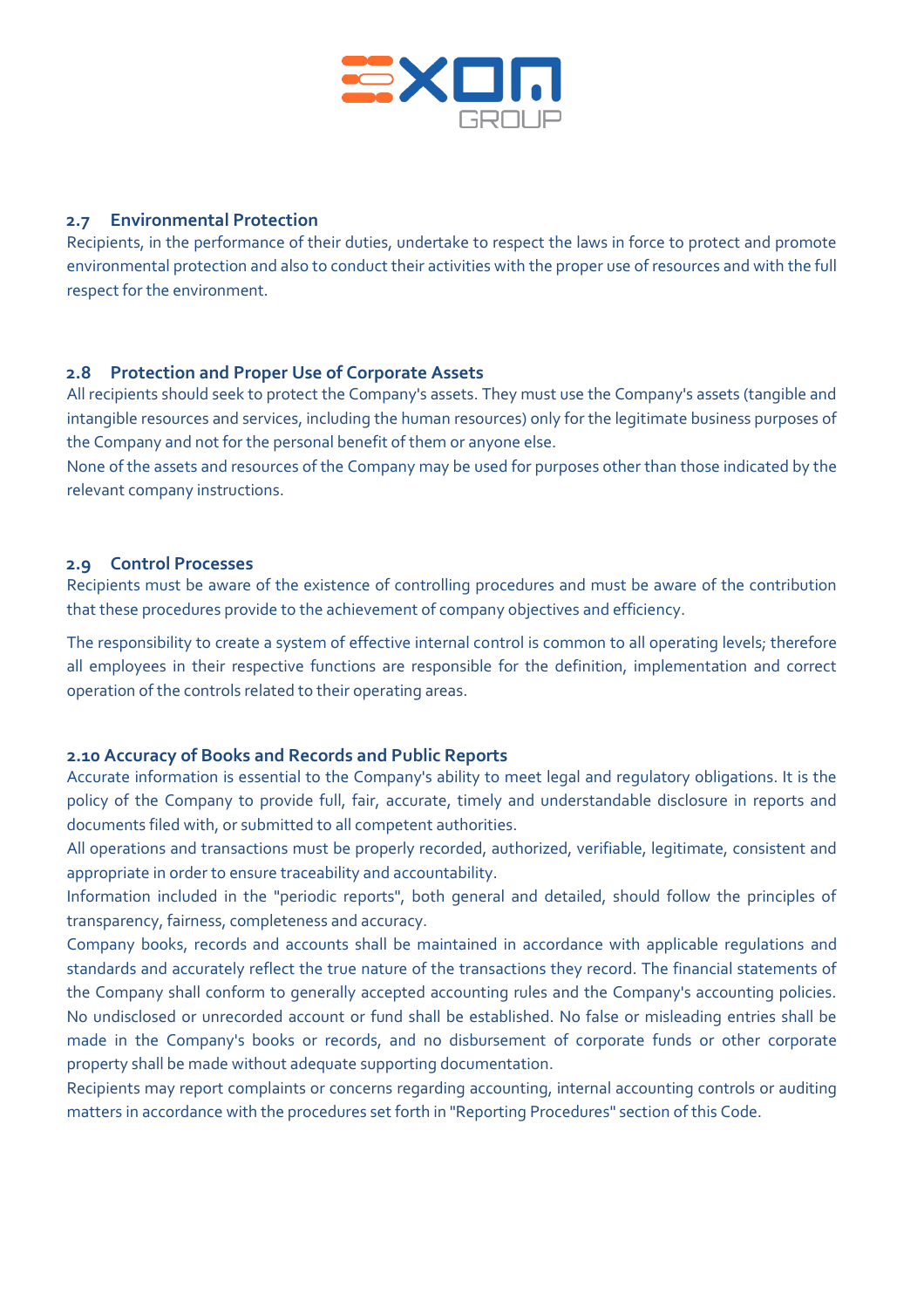### 2.7 Environmental Protection

Recipients, in the performance of their duties, undertake to respect the laws in force to protect and promote environmental protection and also to conduct their activities with the proper use of resources and with the full respect for the environment.

### 2.8 Protection and Proper Use of Corporate Assets

All recipients should seek to protect the Company's assets. They must use the Company's assets (tangible and intangible resources and services, including the human resources) only for the legitimate business purposes of the Company and not for the personal benefit of them or anyone else.

None of the assets and resources of the Company may be used for purposes other than those indicated by the relevant company instructions.

### 2.9 Control Processes

Recipients must be aware of the existence of controlling procedures and must be aware of the contribution that these procedures provide to the achievement of company objectives and efficiency.

The responsibility to create a system of effective internal control is common to all operating levels; therefore all employees in their respective functions are responsible for the definition, implementation and correct operation of the controls related to their operating areas.

### 2.10 Accuracy of Books and Records and Public Reports

Accurate information is essential to the Company's ability to meet legal and regulatory obligations. It is the policy of the Company to provide full, fair, accurate, timely and understandable disclosure in reports and documents filed with, or submitted to all competent authorities.

All operations and transactions must be properly recorded, authorized, verifiable, legitimate, consistent and appropriate in order to ensure traceability and accountability.

Information included in the "periodic reports", both general and detailed, should follow the principles of transparency, fairness, completeness and accuracy.

Company books, records and accounts shall be maintained in accordance with applicable regulations and standards and accurately reflect the true nature of the transactions they record. The financial statements of the Company shall conform to generally accepted accounting rules and the Company's accounting policies. No undisclosed or unrecorded account or fund shall be established. No false or misleading entries shall be made in the Company's books or records, and no disbursement of corporate funds or other corporate property shall be made without adequate supporting documentation.

Recipients may report complaints or concerns regarding accounting, internal accounting controls or auditing matters in accordance with the procedures set forth in "Reporting Procedures" section of this Code.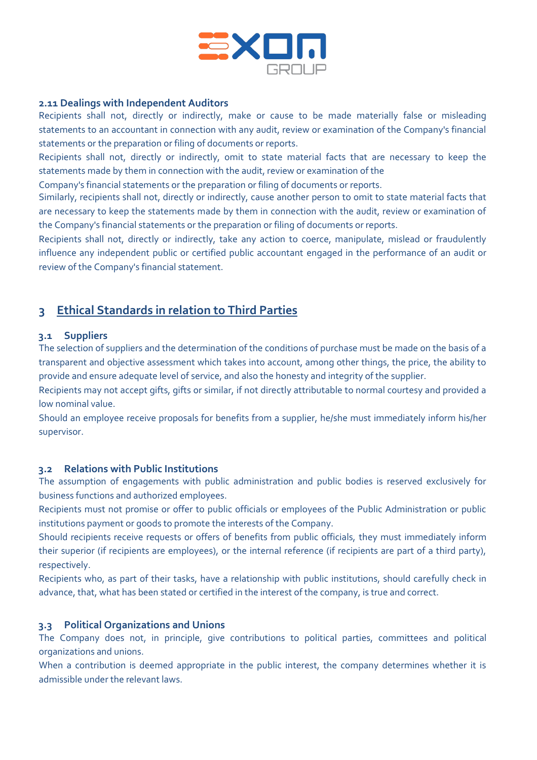### 2.11 Dealings with Independent Auditors

Recipients shall not, directly or indirectly, make or cause to be made materially false or misleading statements to an accountant in connection with any audit, review or examination of the Company's financial statements or the preparation or filing of documents or reports.

Recipients shall not, directly or indirectly, omit to state material facts that are necessary to keep the statements made by them in connection with the audit, review or examination of the Company's financial statements or the preparation or filing of documents or reports.

Similarly, recipients shall not, directly or indirectly, cause another person to omit to state material facts that are necessary to keep the statements made by them in connection with the audit, review or examination of the Company's financial statements or the preparation or filing of documents or reports.

Recipients shall not, directly or indirectly, take any action to coerce, manipulate, mislead or fraudulently influence any independent public or certified public accountant engaged in the performance of an audit or review of the Company's financial statement.

## 3 Ethical Standards in relation to Third Parties

### 3.1 Suppliers

The selection of suppliers and the determination of the conditions of purchase must be made on the basis of a transparent and objective assessment which takes into account, among other things, the price, the ability to provide and ensure adequate level of service, and also the honesty and integrity of the supplier.

Recipients may not accept gifts, gifts or similar, if not directly attributable to normal courtesy and provided a low nominal value.

Should an employee receive proposals for benefits from a supplier, he/she must immediately inform his/her supervisor.

### 3.2 Relations with Public Institutions

The assumption of engagements with public administration and public bodies is reserved exclusively for business functions and authorized employees.

Recipients must not promise or offer to public officials or employees of the Public Administration or public institutions payment or goods to promote the interests of the Company.

Should recipients receive requests or offers of benefits from public officials, they must immediately inform their superior (if recipients are employees), or the internal reference (if recipients are part of a third party), respectively.

Recipients who, as part of their tasks, have a relationship with public institutions, should carefully check in advance, that, what has been stated or certified in the interest of the company, is true and correct.

### 3.3 Political Organizations and Unions

The Company does not, in principle, give contributions to political parties, committees and political organizations and unions.

When a contribution is deemed appropriate in the public interest, the company determines whether it is admissible under the relevant laws.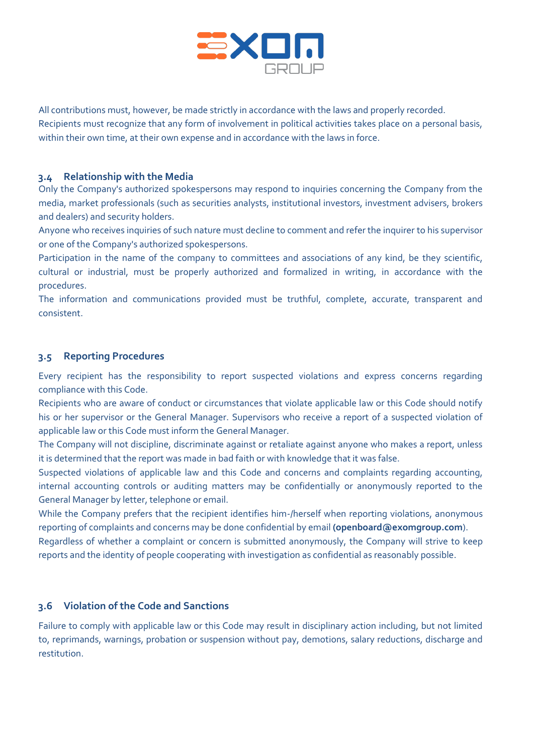All contributions must, however, be made strictly in accordance with the laws and properly recorded.
Recipients must recognize that any form of involvement in political activities takes place on a personal basis, within their own time, at their own expense and in accordance with the laws in force.

### 3.4 Relationship with the Media

Only the Company's authorized spokespersons may respond to inquiries concerning the Company from the media, market professionals (such as securities analysts, institutional investors, investment advisers, brokers and dealers) and security holders.
Anyone who receives inquiries of such nature must decline to comment and refer the inquirer to his supervisor or one of the Company's authorized spokespersons.
Participation in the name of the company to committees and associations of any kind, be they scientific, cultural or industrial, must be properly authorized and formalized in writing, in accordance with the procedures.
The information and communications provided must be truthful, complete, accurate, transparent and consistent.

### 3.5 Reporting Procedures

Every recipient has the responsibility to report suspected violations and express concerns regarding compliance with this Code.
Recipients who are aware of conduct or circumstances that violate applicable law or this Code should notify his or her supervisor or the General Manager. Supervisors who receive a report of a suspected violation of applicable law or this Code must inform the General Manager.
The Company will not discipline, discriminate against or retaliate against anyone who makes a report, unless it is determined that the report was made in bad faith or with knowledge that it was false.
Suspected violations of applicable law and this Code and concerns and complaints regarding accounting, internal accounting controls or auditing matters may be confidentially or anonymously reported to the General Manager by letter, telephone or email.
While the Company prefers that the recipient identifies him-/herself when reporting violations, anonymous reporting of complaints and concerns may be done confidential by email **(openboard@exomgroup.com**).
Regardless of whether a complaint or concern is submitted anonymously, the Company will strive to keep reports and the identity of people cooperating with investigation as confidential as reasonably possible.

### 3.6 Violation of the Code and Sanctions

Failure to comply with applicable law or this Code may result in disciplinary action including, but not limited to, reprimands, warnings, probation or suspension without pay, demotions, salary reductions, discharge and restitution.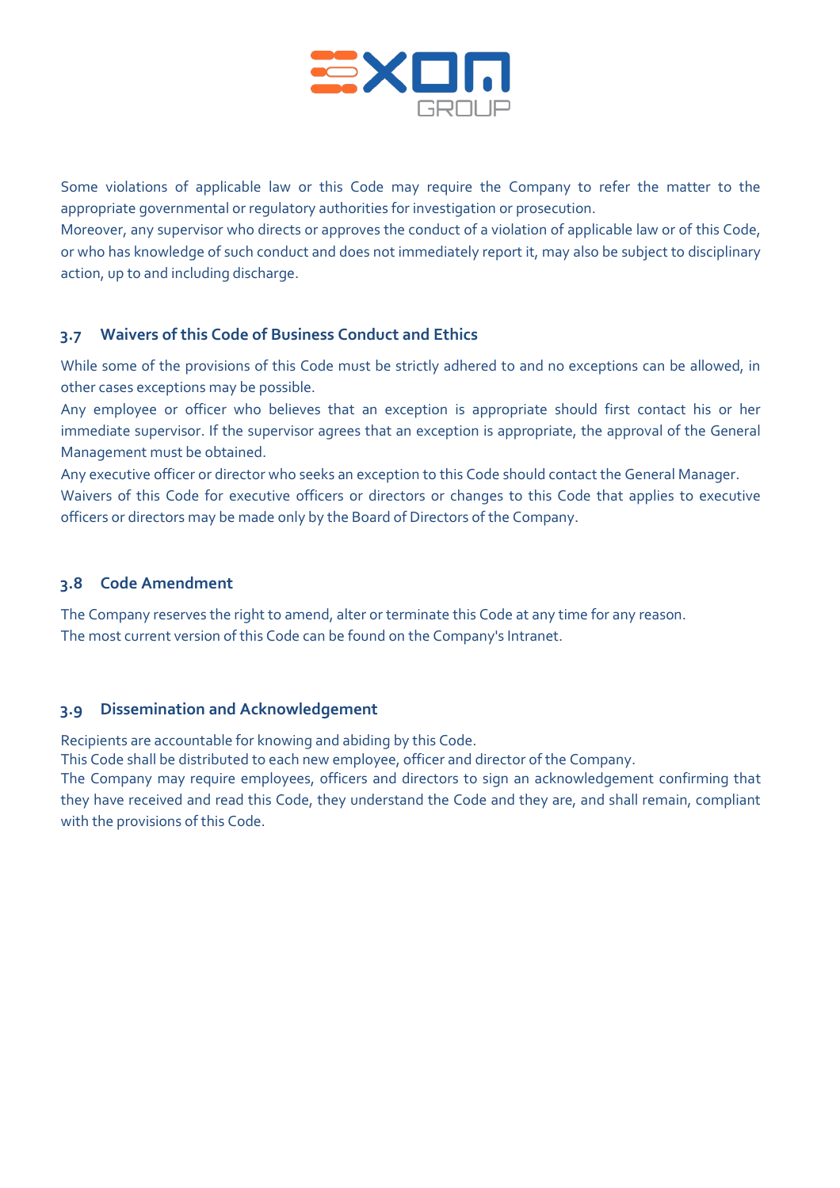Some violations of applicable law or this Code may require the Company to refer the matter to the appropriate governmental or regulatory authorities for investigation or prosecution.
Moreover, any supervisor who directs or approves the conduct of a violation of applicable law or of this Code, or who has knowledge of such conduct and does not immediately report it, may also be subject to disciplinary action, up to and including discharge.

### 3.7 Waivers of this Code of Business Conduct and Ethics

While some of the provisions of this Code must be strictly adhered to and no exceptions can be allowed, in other cases exceptions may be possible.
Any employee or officer who believes that an exception is appropriate should first contact his or her immediate supervisor. If the supervisor agrees that an exception is appropriate, the approval of the General Management must be obtained.
Any executive officer or director who seeks an exception to this Code should contact the General Manager.
Waivers of this Code for executive officers or directors or changes to this Code that applies to executive officers or directors may be made only by the Board of Directors of the Company.

### 3.8 Code Amendment

The Company reserves the right to amend, alter or terminate this Code at any time for any reason.
The most current version of this Code can be found on the Company's Intranet.

### 3.9 Dissemination and Acknowledgement

Recipients are accountable for knowing and abiding by this Code.
This Code shall be distributed to each new employee, officer and director of the Company.
The Company may require employees, officers and directors to sign an acknowledgement confirming that they have received and read this Code, they understand the Code and they are, and shall remain, compliant with the provisions of this Code.